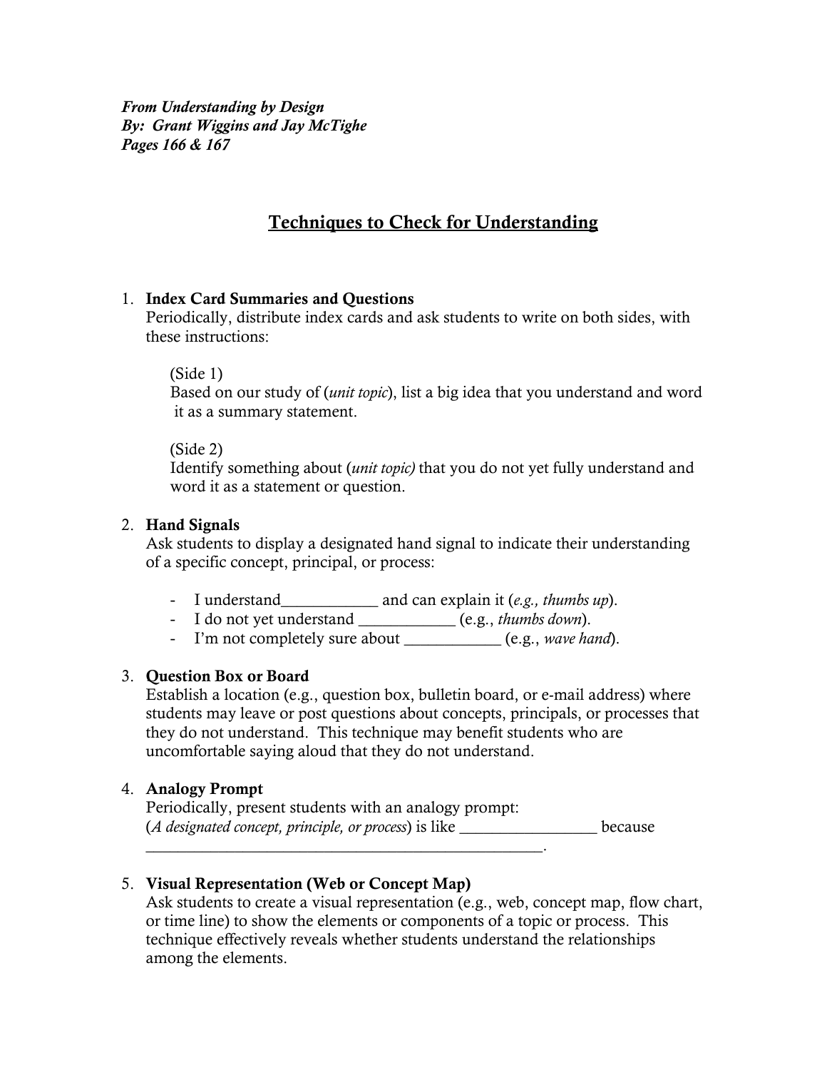***From Understanding by Design***
***By: Grant Wiggins and Jay McTighe***
***Pages 166 & 167***

# Techniques to Check for Understanding

1. **Index Card Summaries and Questions**
   Periodically, distribute index cards and ask students to write on both sides, with these instructions:

   (Side 1)
   Based on our study of (*unit topic*), list a big idea that you understand and word it as a summary statement.

   (Side 2)
   Identify something about (*unit topic)* that you do not yet fully understand and word it as a statement or question.

2. **Hand Signals**
   Ask students to display a designated hand signal to indicate their understanding of a specific concept, principal, or process:

   - I understand____________ and can explain it (*e.g., thumbs up*).
   - I do not yet understand ____________ (e.g., *thumbs down*).
   - I'm not completely sure about ____________ (e.g., *wave hand*).

3. **Question Box or Board**
   Establish a location (e.g., question box, bulletin board, or e-mail address) where students may leave or post questions about concepts, principals, or processes that they do not understand. This technique may benefit students who are uncomfortable saying aloud that they do not understand.

4. **Analogy Prompt**
   Periodically, present students with an analogy prompt:
   (*A designated concept, principle, or process*) is like _________________ because ___________________________________________________.

5. **Visual Representation (Web or Concept Map)**
   Ask students to create a visual representation (e.g., web, concept map, flow chart, or time line) to show the elements or components of a topic or process. This technique effectively reveals whether students understand the relationships among the elements.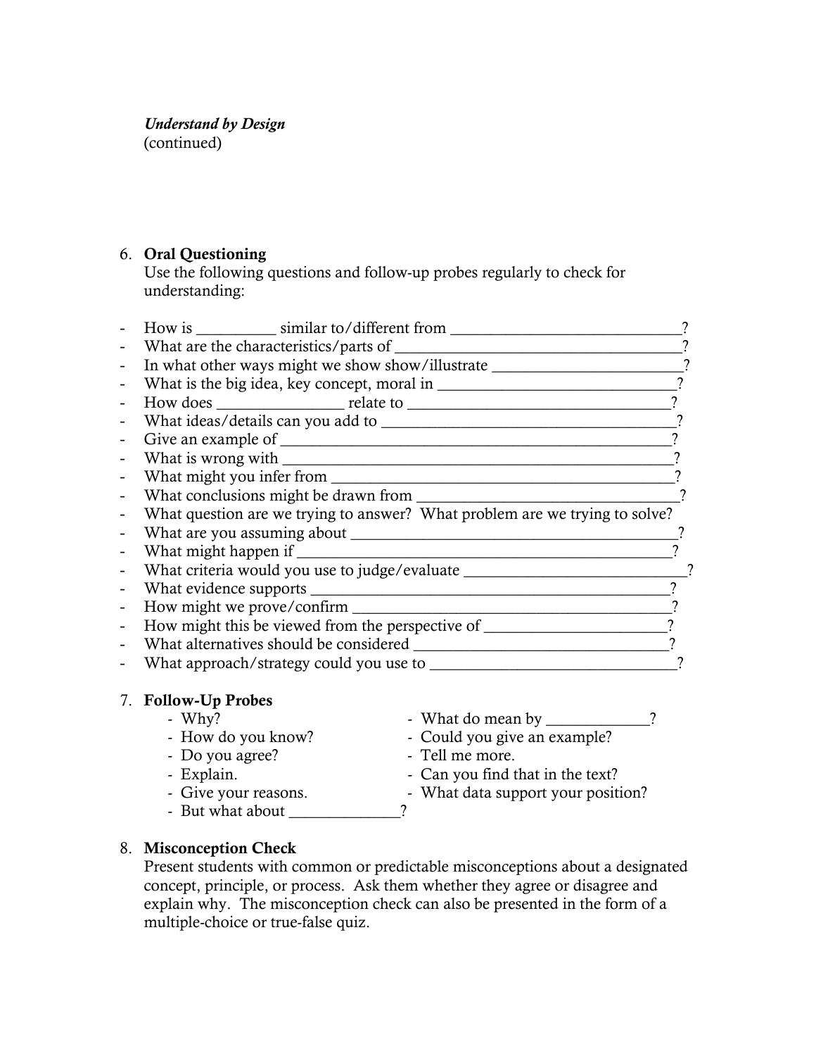*Understand by Design*
(continued)

6. **Oral Questioning**
   Use the following questions and follow-up probes regularly to check for understanding:

- How is __________ similar to/different from ______________________________?
- What are the characteristics/parts of _____________________________________?
- In what other ways might we show show/illustrate ________________________?
- What is the big idea, key concept, moral in _______________________________?
- How does ________________ relate to __________________________________?
- What ideas/details can you add to ______________________________________?
- Give an example of _________________________________________________?
- What is wrong with _________________________________________________?
- What might you infer from ___________________________________________?
- What conclusions might be drawn from _________________________________?
- What question are we trying to answer? What problem are we trying to solve?
- What are you assuming about ___________________________________________?
- What might happen if _________________________________________________?
- What criteria would you use to judge/evaluate _____________________________?
- What evidence supports ______________________________________________?
- How might we prove/confirm ___________________________________________?
- How might this be viewed from the perspective of _______________________?
- What alternatives should be considered _________________________________?
- What approach/strategy could you use to ________________________________?

7. **Follow-Up Probes**
   - Why?
   - How do you know?
   - Do you agree?
   - Explain.
   - Give your reasons.
   - But what about ______________?
   - What do mean by _____________?
   - Could you give an example?
   - Tell me more.
   - Can you find that in the text?
   - What data support your position?

8. **Misconception Check**
   Present students with common or predictable misconceptions about a designated concept, principle, or process. Ask them whether they agree or disagree and explain why. The misconception check can also be presented in the form of a multiple-choice or true-false quiz.